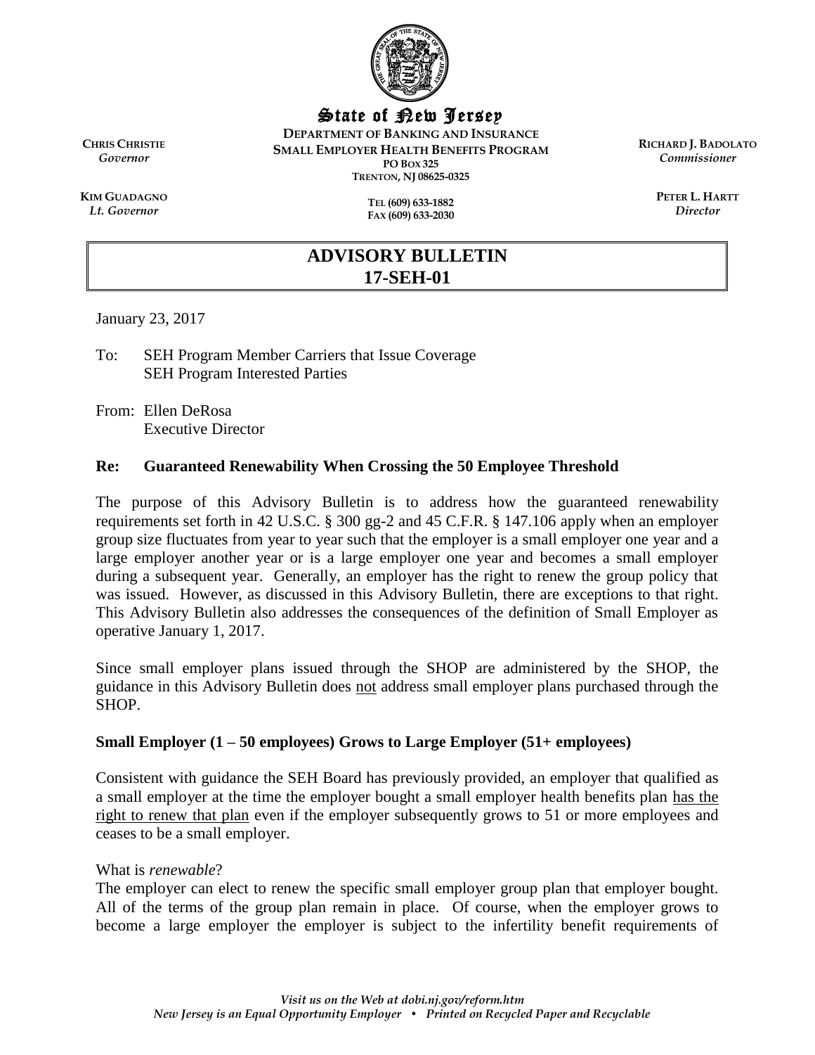# State of New Jersey

**DEPARTMENT OF BANKING AND INSURANCE**
**SMALL EMPLOYER HEALTH BENEFITS PROGRAM**
**PO BOX 325**
**TRENTON, NJ 08625-0325**

**TEL (609) 633-1882**
**FAX (609) 633-2030**

**CHRIS CHRISTIE**
*Governor*

**KIM GUADAGNO**
*Lt. Governor*

**RICHARD J. BADOLATO**
*Commissioner*

**PETER L. HARTT**
*Director*

## ADVISORY BULLETIN 17-SEH-01

January 23, 2017

To: SEH Program Member Carriers that Issue Coverage
SEH Program Interested Parties

From: Ellen DeRosa
Executive Director

**Re: Guaranteed Renewability When Crossing the 50 Employee Threshold**

The purpose of this Advisory Bulletin is to address how the guaranteed renewability requirements set forth in 42 U.S.C. § 300 gg-2 and 45 C.F.R. § 147.106 apply when an employer group size fluctuates from year to year such that the employer is a small employer one year and a large employer another year or is a large employer one year and becomes a small employer during a subsequent year. Generally, an employer has the right to renew the group policy that was issued. However, as discussed in this Advisory Bulletin, there are exceptions to that right. This Advisory Bulletin also addresses the consequences of the definition of Small Employer as operative January 1, 2017.

Since small employer plans issued through the SHOP are administered by the SHOP, the guidance in this Advisory Bulletin does not address small employer plans purchased through the SHOP.

**Small Employer (1 – 50 employees) Grows to Large Employer (51+ employees)**

Consistent with guidance the SEH Board has previously provided, an employer that qualified as a small employer at the time the employer bought a small employer health benefits plan has the right to renew that plan even if the employer subsequently grows to 51 or more employees and ceases to be a small employer.

What is *renewable*?
The employer can elect to renew the specific small employer group plan that employer bought. All of the terms of the group plan remain in place. Of course, when the employer grows to become a large employer the employer is subject to the infertility benefit requirements of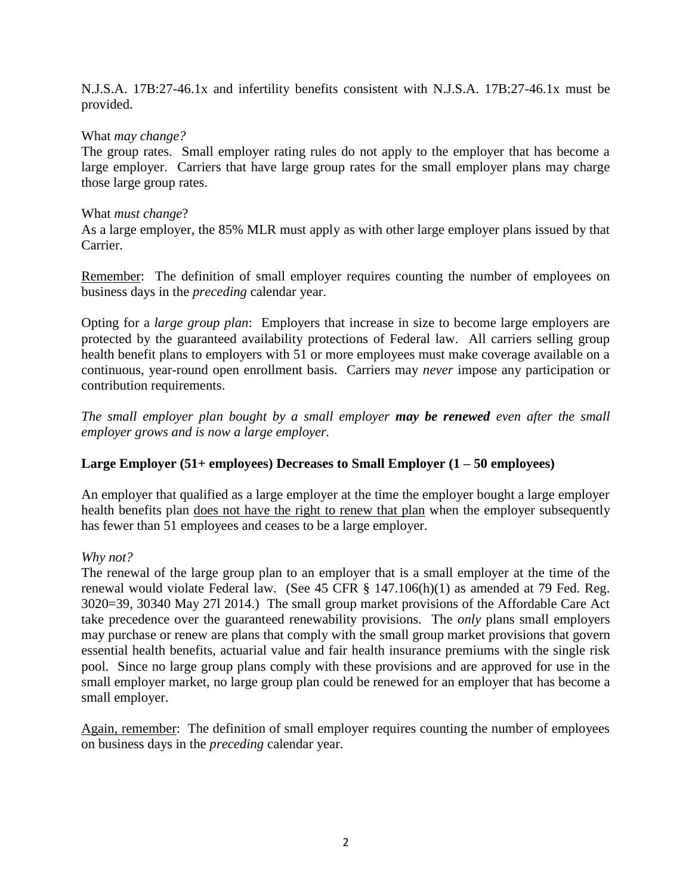N.J.S.A. 17B:27-46.1x and infertility benefits consistent with N.J.S.A. 17B:27-46.1x must be provided.

What *may change?*
The group rates. Small employer rating rules do not apply to the employer that has become a large employer. Carriers that have large group rates for the small employer plans may charge those large group rates.

What *must change*?
As a large employer, the 85% MLR must apply as with other large employer plans issued by that Carrier.

<u>Remember</u>: The definition of small employer requires counting the number of employees on business days in the *preceding* calendar year.

Opting for a *large group plan*: Employers that increase in size to become large employers are protected by the guaranteed availability protections of Federal law. All carriers selling group health benefit plans to employers with 51 or more employees must make coverage available on a continuous, year-round open enrollment basis. Carriers may *never* impose any participation or contribution requirements.

*The small employer plan bought by a small employer **may be renewed** even after the small employer grows and is now a large employer.*

**Large Employer (51+ employees) Decreases to Small Employer (1 – 50 employees)**

An employer that qualified as a large employer at the time the employer bought a large employer health benefits plan <u>does not have the right to renew that plan</u> when the employer subsequently has fewer than 51 employees and ceases to be a large employer.

*Why not?*
The renewal of the large group plan to an employer that is a small employer at the time of the renewal would violate Federal law. (See 45 CFR § 147.106(h)(1) as amended at 79 Fed. Reg. 3020=39, 30340 May 27l 2014.) The small group market provisions of the Affordable Care Act take precedence over the guaranteed renewability provisions. The *only* plans small employers may purchase or renew are plans that comply with the small group market provisions that govern essential health benefits, actuarial value and fair health insurance premiums with the single risk pool. Since no large group plans comply with these provisions and are approved for use in the small employer market, no large group plan could be renewed for an employer that has become a small employer.

<u>Again, remember</u>: The definition of small employer requires counting the number of employees on business days in the *preceding* calendar year.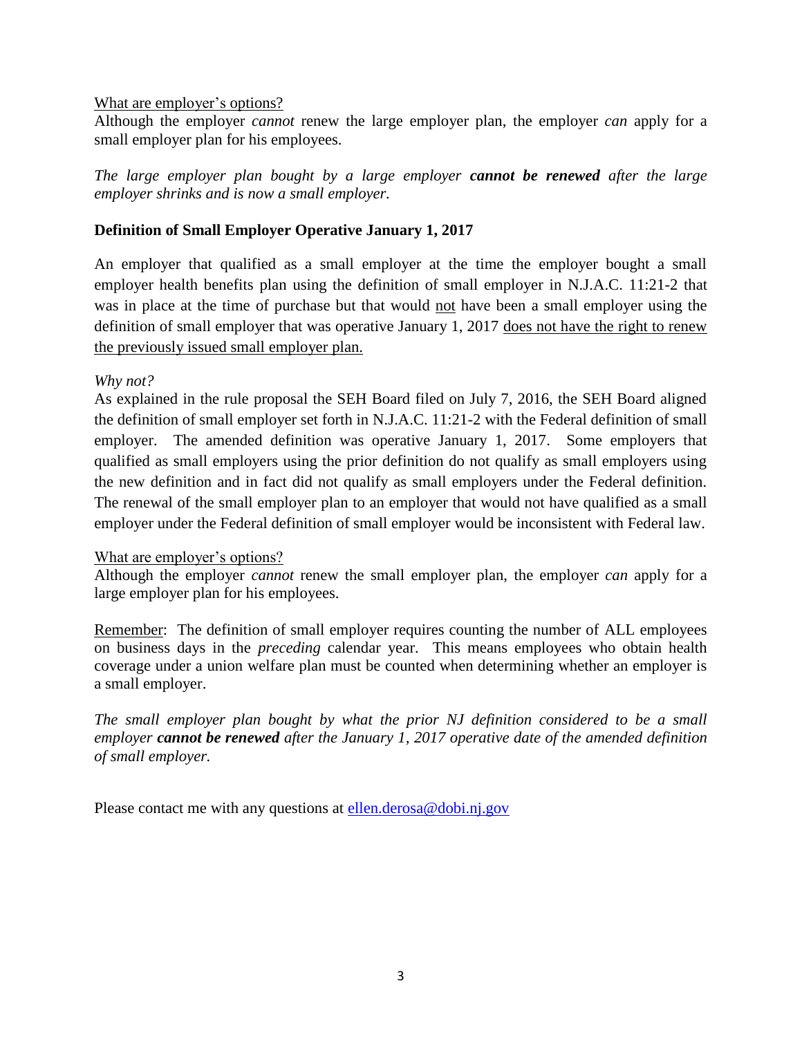What are employer's options?

Although the employer *cannot* renew the large employer plan, the employer *can* apply for a small employer plan for his employees.

*The large employer plan bought by a large employer **cannot be renewed** after the large employer shrinks and is now a small employer.*

**Definition of Small Employer Operative January 1, 2017**

An employer that qualified as a small employer at the time the employer bought a small employer health benefits plan using the definition of small employer in N.J.A.C. 11:21-2 that was in place at the time of purchase but that would not have been a small employer using the definition of small employer that was operative January 1, 2017 does not have the right to renew the previously issued small employer plan.

*Why not?*

As explained in the rule proposal the SEH Board filed on July 7, 2016, the SEH Board aligned the definition of small employer set forth in N.J.A.C. 11:21-2 with the Federal definition of small employer. The amended definition was operative January 1, 2017. Some employers that qualified as small employers using the prior definition do not qualify as small employers using the new definition and in fact did not qualify as small employers under the Federal definition. The renewal of the small employer plan to an employer that would not have qualified as a small employer under the Federal definition of small employer would be inconsistent with Federal law.

What are employer's options?

Although the employer *cannot* renew the small employer plan, the employer *can* apply for a large employer plan for his employees.

Remember: The definition of small employer requires counting the number of ALL employees on business days in the *preceding* calendar year. This means employees who obtain health coverage under a union welfare plan must be counted when determining whether an employer is a small employer.

*The small employer plan bought by what the prior NJ definition considered to be a small employer **cannot be renewed** after the January 1, 2017 operative date of the amended definition of small employer.*

Please contact me with any questions at ellen.derosa@dobi.nj.gov